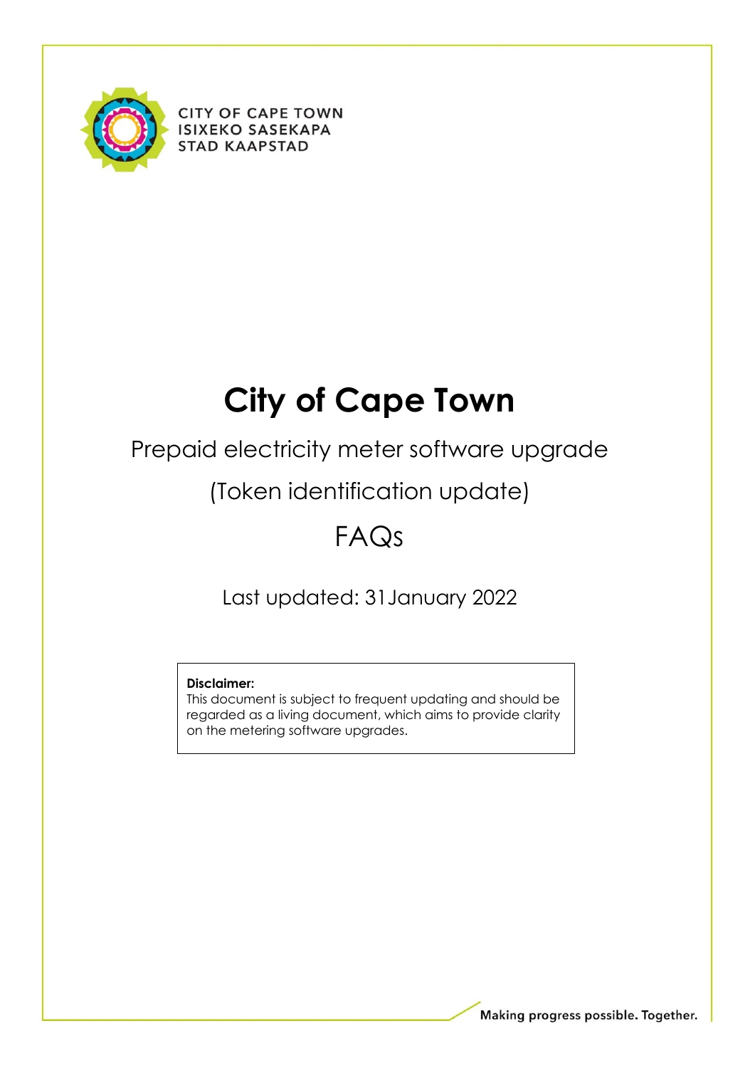CITY OF CAPE TOWN
ISIXEKO SASEKAPA
STAD KAAPSTAD

# City of Cape Town

Prepaid electricity meter software upgrade

(Token identification update)

FAQs

Last updated: 31 January 2022

**Disclaimer:**
This document is subject to frequent updating and should be regarded as a living document, which aims to provide clarity on the metering software upgrades.

Making progress possible. Together.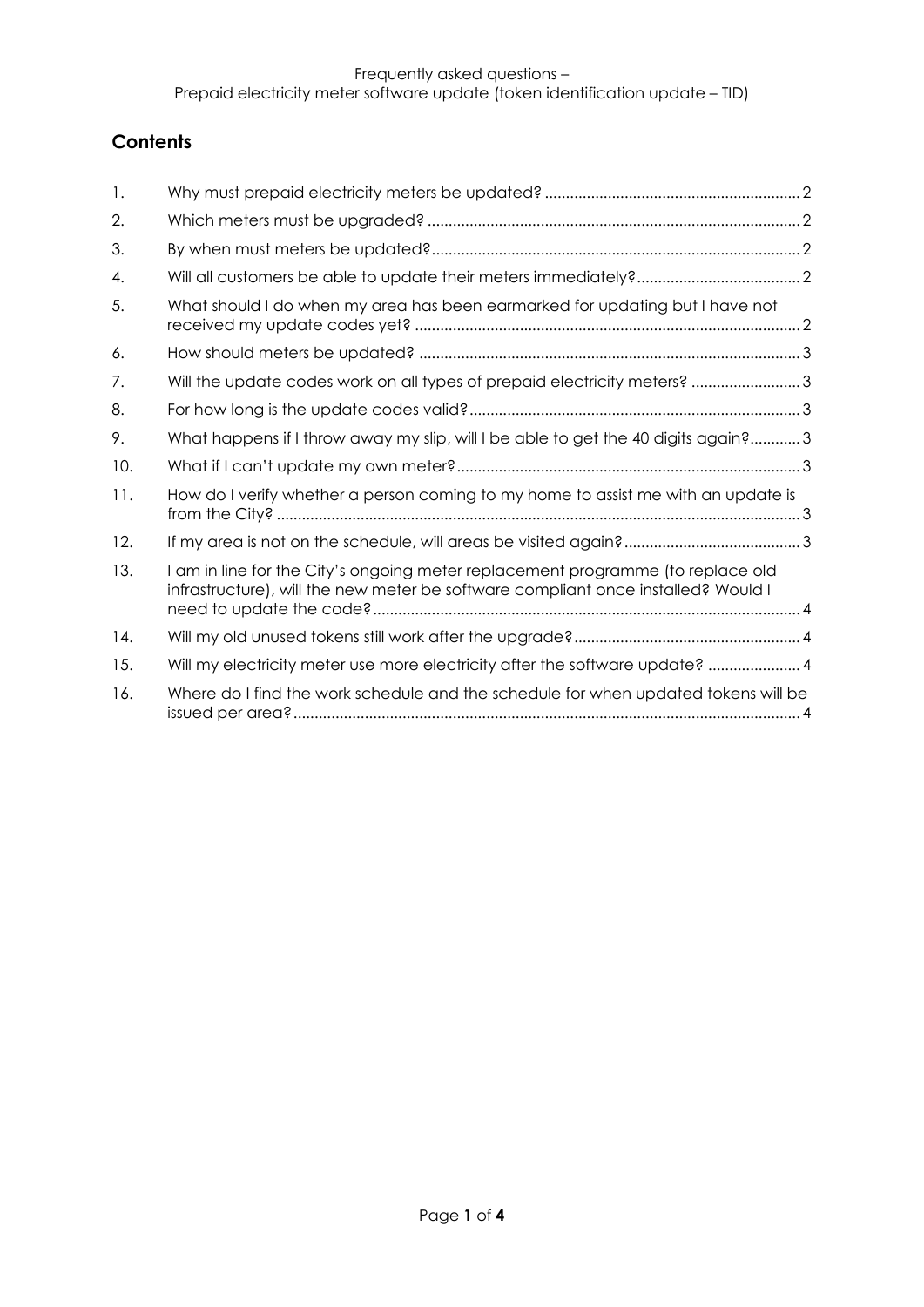## Contents

1. Why must prepaid electricity meters be updated? ............................................................ 2
2. Which meters must be upgraded? ........................................................................................ 2
3. By when must meters be updated? ....................................................................................... 2
4. Will all customers be able to update their meters immediately? ....................................... 2
5. What should I do when my area has been earmarked for updating but I have not received my update codes yet? ........................................................................................... 2
6. How should meters be updated? .......................................................................................... 3
7. Will the update codes work on all types of prepaid electricity meters? .......................... 3
8. For how long is the update codes valid? .............................................................................. 3
9. What happens if I throw away my slip, will I be able to get the 40 digits again? ............ 3
10. What if I can't update my own meter? ................................................................................. 3
11. How do I verify whether a person coming to my home to assist me with an update is from the City? .......................................................................................................................... 3
12. If my area is not on the schedule, will areas be visited again? .......................................... 3
13. I am in line for the City's ongoing meter replacement programme (to replace old infrastructure), will the new meter be software compliant once installed? Would I need to update the code? ..................................................................................................... 4
14. Will my old unused tokens still work after the upgrade? ...................................................... 4
15. Will my electricity meter use more electricity after the software update? ...................... 4
16. Where do I find the work schedule and the schedule for when updated tokens will be issued per area? ........................................................................................................................ 4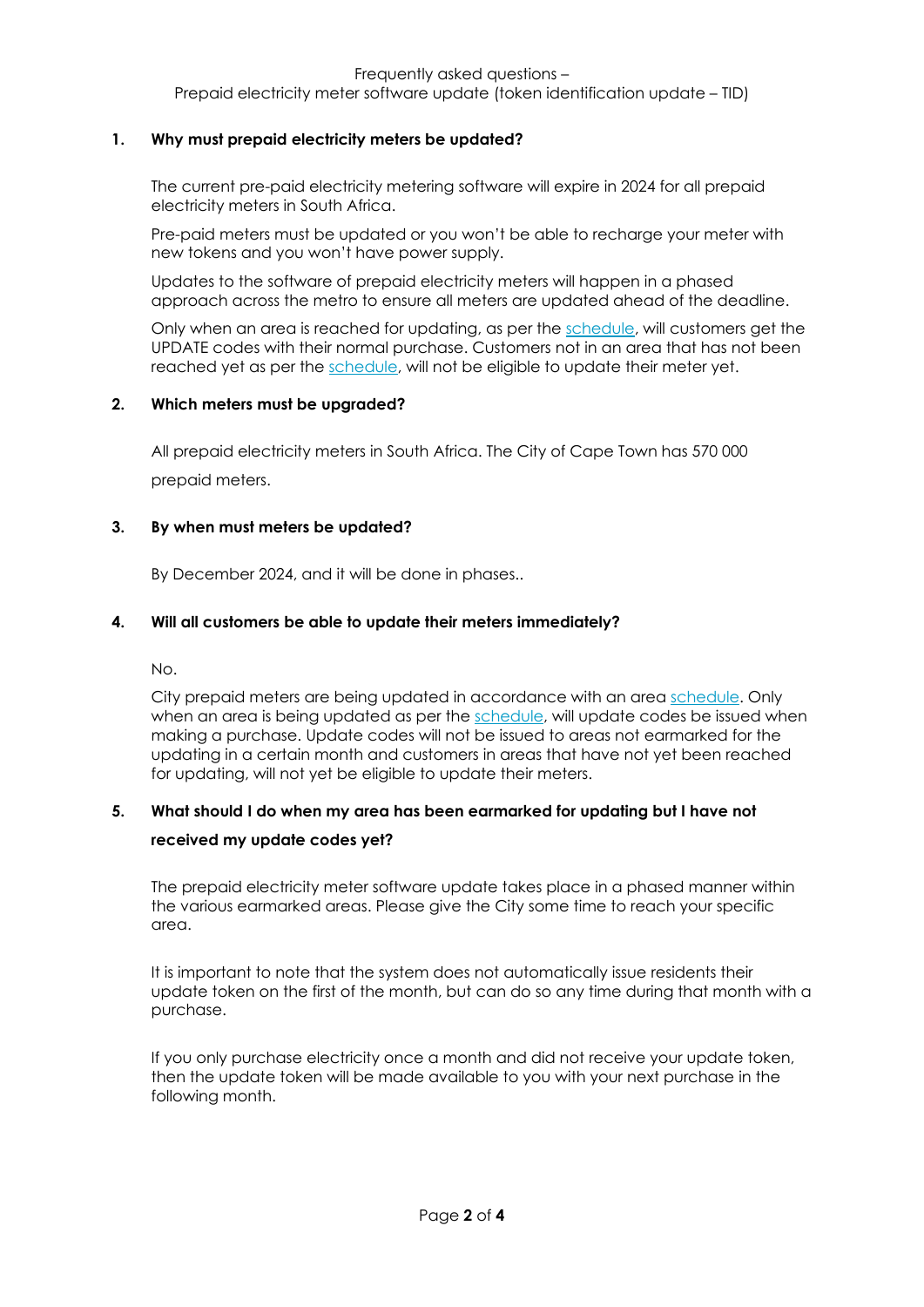Frequently asked questions –
Prepaid electricity meter software update (token identification update – TID)

**1. Why must prepaid electricity meters be updated?**

The current pre-paid electricity metering software will expire in 2024 for all prepaid electricity meters in South Africa.

Pre-paid meters must be updated or you won't be able to recharge your meter with new tokens and you won't have power supply.

Updates to the software of prepaid electricity meters will happen in a phased approach across the metro to ensure all meters are updated ahead of the deadline.

Only when an area is reached for updating, as per the schedule, will customers get the UPDATE codes with their normal purchase. Customers not in an area that has not been reached yet as per the schedule, will not be eligible to update their meter yet.

**2. Which meters must be upgraded?**

All prepaid electricity meters in South Africa. The City of Cape Town has 570 000 prepaid meters.

**3. By when must meters be updated?**

By December 2024, and it will be done in phases..

**4. Will all customers be able to update their meters immediately?**

No.

City prepaid meters are being updated in accordance with an area schedule. Only when an area is being updated as per the schedule, will update codes be issued when making a purchase. Update codes will not be issued to areas not earmarked for the updating in a certain month and customers in areas that have not yet been reached for updating, will not yet be eligible to update their meters.

**5. What should I do when my area has been earmarked for updating but I have not received my update codes yet?**

The prepaid electricity meter software update takes place in a phased manner within the various earmarked areas. Please give the City some time to reach your specific area.

It is important to note that the system does not automatically issue residents their update token on the first of the month, but can do so any time during that month with a purchase.

If you only purchase electricity once a month and did not receive your update token, then the update token will be made available to you with your next purchase in the following month.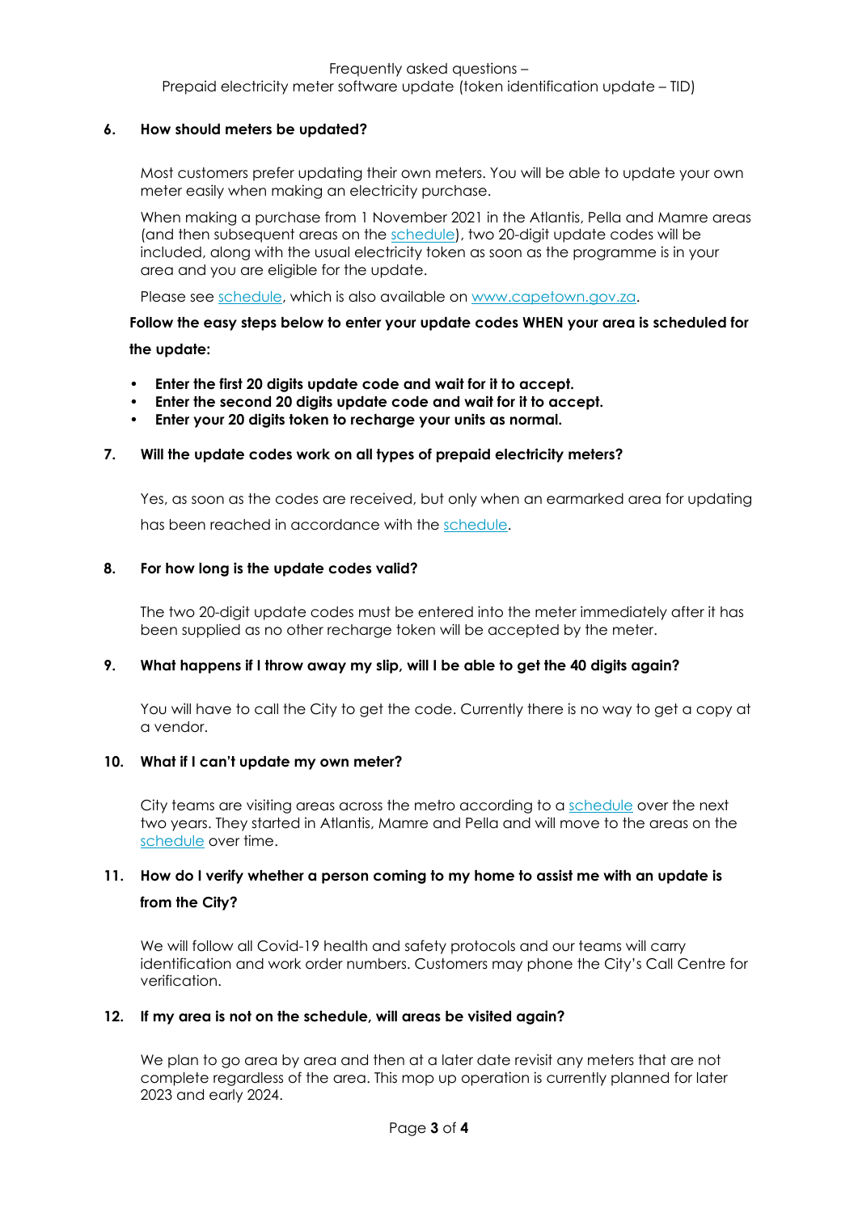### 6. How should meters be updated?

Most customers prefer updating their own meters. You will be able to update your own meter easily when making an electricity purchase.

When making a purchase from 1 November 2021 in the Atlantis, Pella and Mamre areas (and then subsequent areas on the schedule), two 20-digit update codes will be included, along with the usual electricity token as soon as the programme is in your area and you are eligible for the update.

Please see schedule, which is also available on www.capetown.gov.za.

**Follow the easy steps below to enter your update codes WHEN your area is scheduled for the update:**

- **Enter the first 20 digits update code and wait for it to accept.**
- **Enter the second 20 digits update code and wait for it to accept.**
- **Enter your 20 digits token to recharge your units as normal.**

### 7. Will the update codes work on all types of prepaid electricity meters?

Yes, as soon as the codes are received, but only when an earmarked area for updating has been reached in accordance with the schedule.

### 8. For how long is the update codes valid?

The two 20-digit update codes must be entered into the meter immediately after it has been supplied as no other recharge token will be accepted by the meter.

### 9. What happens if I throw away my slip, will I be able to get the 40 digits again?

You will have to call the City to get the code. Currently there is no way to get a copy at a vendor.

### 10. What if I can't update my own meter?

City teams are visiting areas across the metro according to a schedule over the next two years. They started in Atlantis, Mamre and Pella and will move to the areas on the schedule over time.

### 11. How do I verify whether a person coming to my home to assist me with an update is from the City?

We will follow all Covid-19 health and safety protocols and our teams will carry identification and work order numbers. Customers may phone the City's Call Centre for verification.

### 12. If my area is not on the schedule, will areas be visited again?

We plan to go area by area and then at a later date revisit any meters that are not complete regardless of the area. This mop up operation is currently planned for later 2023 and early 2024.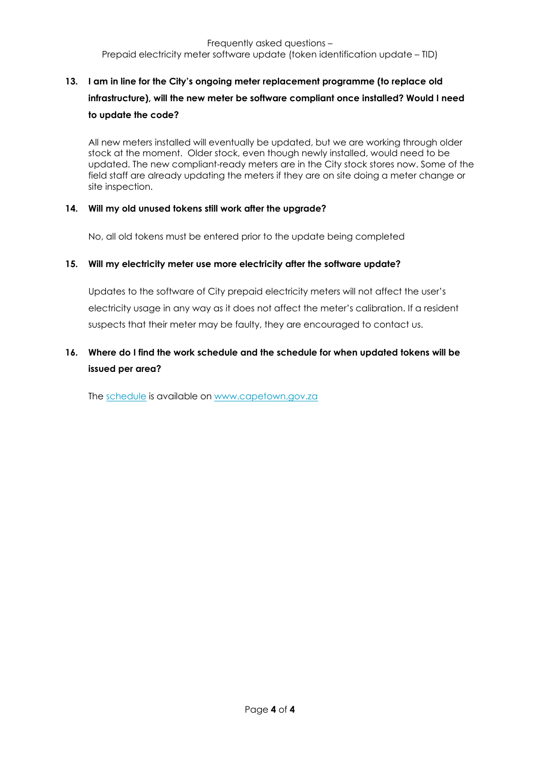**13. I am in line for the City's ongoing meter replacement programme (to replace old infrastructure), will the new meter be software compliant once installed? Would I need to update the code?**

All new meters installed will eventually be updated, but we are working through older stock at the moment. Older stock, even though newly installed, would need to be updated. The new compliant-ready meters are in the City stock stores now. Some of the field staff are already updating the meters if they are on site doing a meter change or site inspection.

**14. Will my old unused tokens still work after the upgrade?**

No, all old tokens must be entered prior to the update being completed

**15. Will my electricity meter use more electricity after the software update?**

Updates to the software of City prepaid electricity meters will not affect the user's electricity usage in any way as it does not affect the meter's calibration. If a resident suspects that their meter may be faulty, they are encouraged to contact us.

**16. Where do I find the work schedule and the schedule for when updated tokens will be issued per area?**

The schedule is available on www.capetown.gov.za